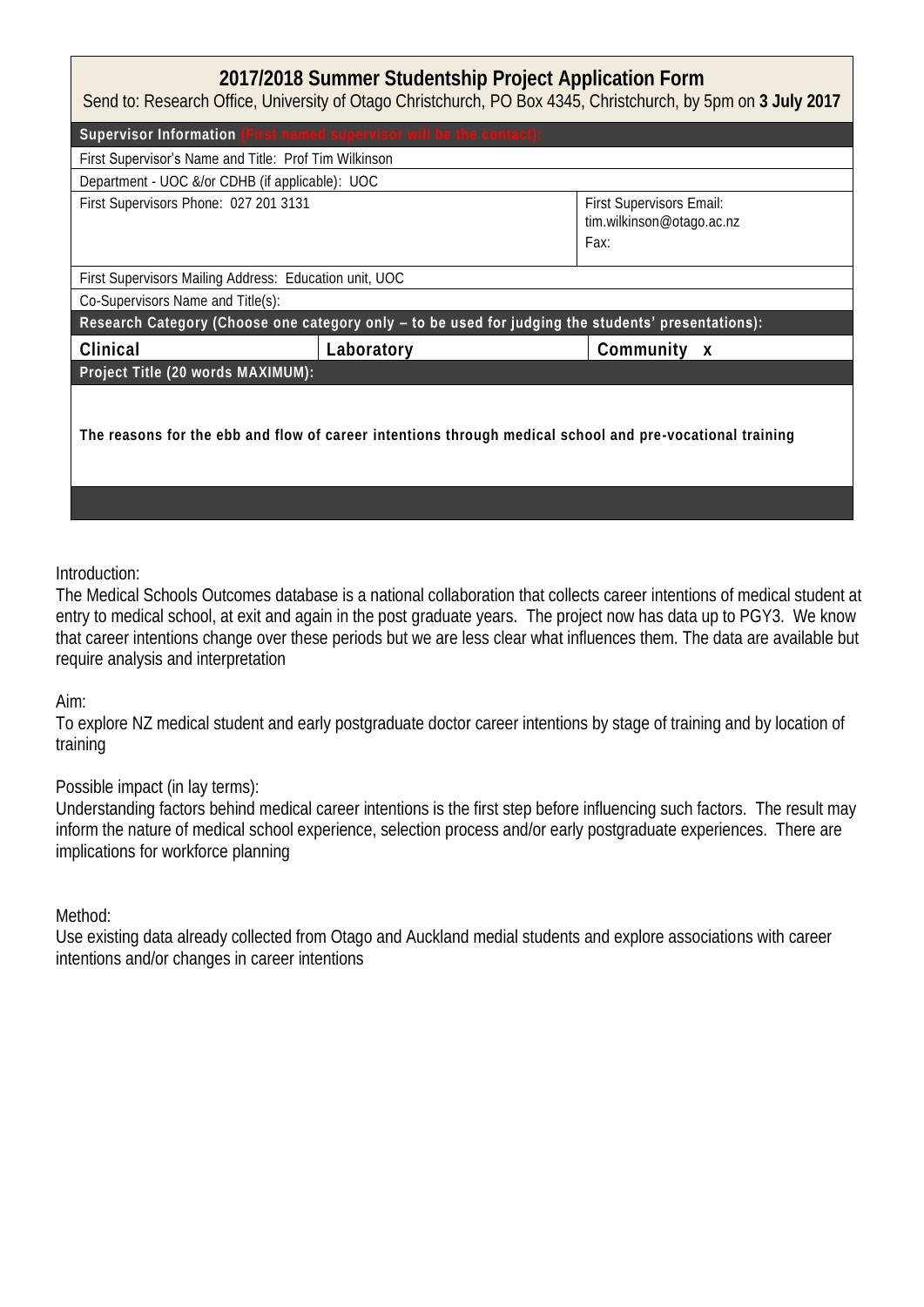# 2017/2018 Summer Studentship Project Application Form

Send to: Research Office, University of Otago Christchurch, PO Box 4345, Christchurch, by 5pm on **3 July 2017**

| **Supervisor Information (First named supervisor will be the contact):** | | |
|---|---|---|
| First Supervisor's Name and Title: Prof Tim Wilkinson | | |
| Department - UOC &/or CDHB (if applicable): UOC | | |
| First Supervisors Phone: 027 201 3131 | | First Supervisors Email: tim.wilkinson@otago.ac.nz<br>Fax: |
| First Supervisors Mailing Address: Education unit, UOC | | |
| Co-Supervisors Name and Title(s): | | |
| **Research Category (Choose one category only – to be used for judging the students' presentations):** | | |
| **Clinical** | **Laboratory** | **Community x** |
| **Project Title (20 words MAXIMUM):** | | |
| **The reasons for the ebb and flow of career intentions through medical school and pre-vocational training** | | |

Introduction:

The Medical Schools Outcomes database is a national collaboration that collects career intentions of medical student at entry to medical school, at exit and again in the post graduate years. The project now has data up to PGY3. We know that career intentions change over these periods but we are less clear what influences them. The data are available but require analysis and interpretation

Aim:

To explore NZ medical student and early postgraduate doctor career intentions by stage of training and by location of training

Possible impact (in lay terms):

Understanding factors behind medical career intentions is the first step before influencing such factors. The result may inform the nature of medical school experience, selection process and/or early postgraduate experiences. There are implications for workforce planning

Method:

Use existing data already collected from Otago and Auckland medial students and explore associations with career intentions and/or changes in career intentions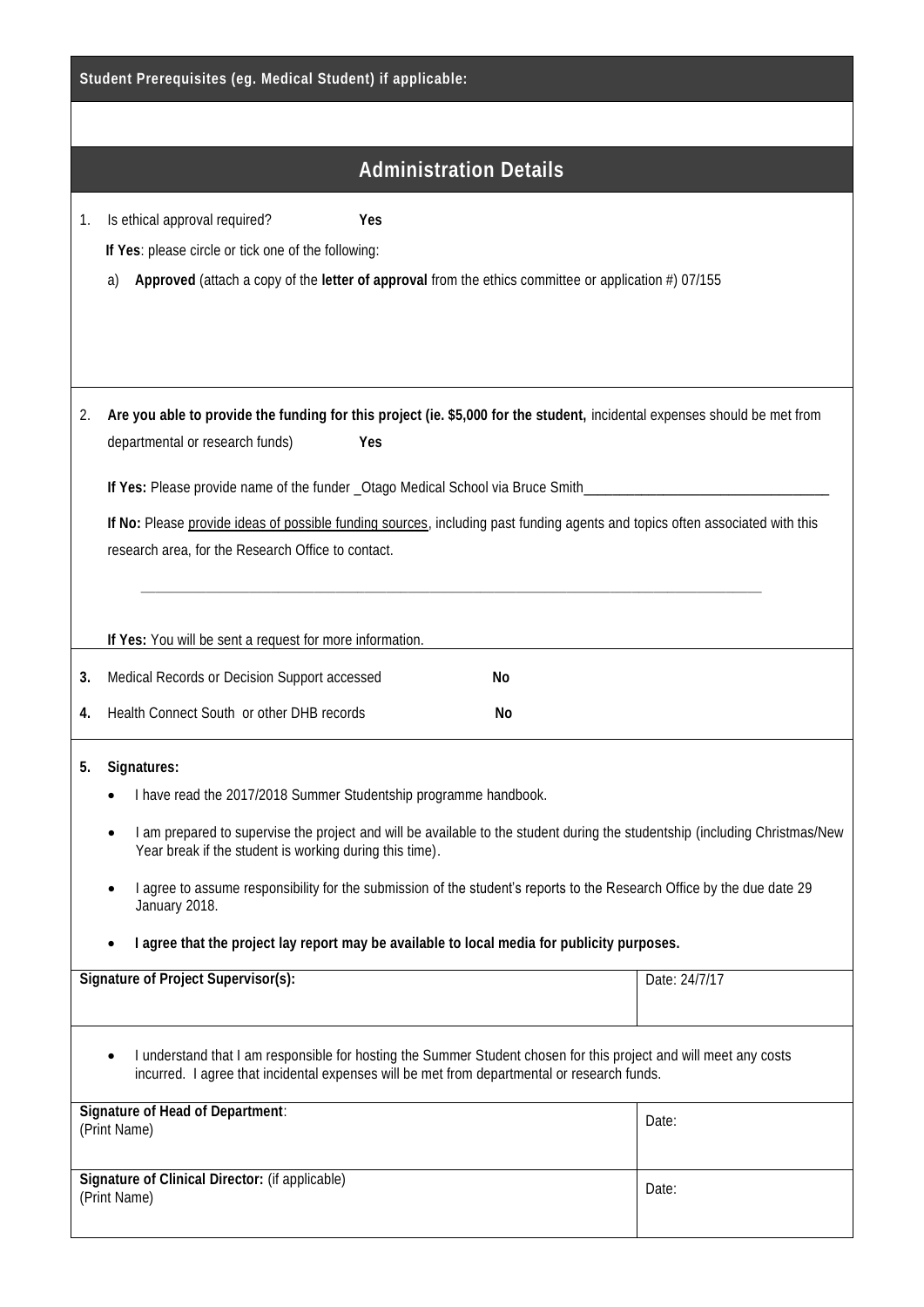**Student Prerequisites (eg. Medical Student) if applicable:**

## Administration Details

1. Is ethical approval required? **Yes**

   **If Yes**: please circle or tick one of the following:

   a) **Approved** (attach a copy of the **letter of approval** from the ethics committee or application #) 07/155

2. **Are you able to provide the funding for this project (ie. $5,000 for the student,** incidental expenses should be met from departmental or research funds) **Yes**

   **If Yes:** Please provide name of the funder _Otago Medical School via Bruce Smith___________________________________

   **If No:** Please provide ideas of possible funding sources, including past funding agents and topics often associated with this research area, for the Research Office to contact.

   ______________________________________________________________________________________

   **If Yes:** You will be sent a request for more information.

3. Medical Records or Decision Support accessed **No**

4. Health Connect South or other DHB records **No**

5. **Signatures:**
   - I have read the 2017/2018 Summer Studentship programme handbook.
   - I am prepared to supervise the project and will be available to the student during the studentship (including Christmas/New Year break if the student is working during this time).
   - I agree to assume responsibility for the submission of the student's reports to the Research Office by the due date 29 January 2018.
   - **I agree that the project lay report may be available to local media for publicity purposes.**

| | |
|---|---|
| **Signature of Project Supervisor(s):** | Date: 24/7/17 |

- I understand that I am responsible for hosting the Summer Student chosen for this project and will meet any costs incurred. I agree that incidental expenses will be met from departmental or research funds.

| | |
|---|---|
| **Signature of Head of Department**:<br>(Print Name) | Date: |
| **Signature of Clinical Director:** (if applicable)<br>(Print Name) | Date: |